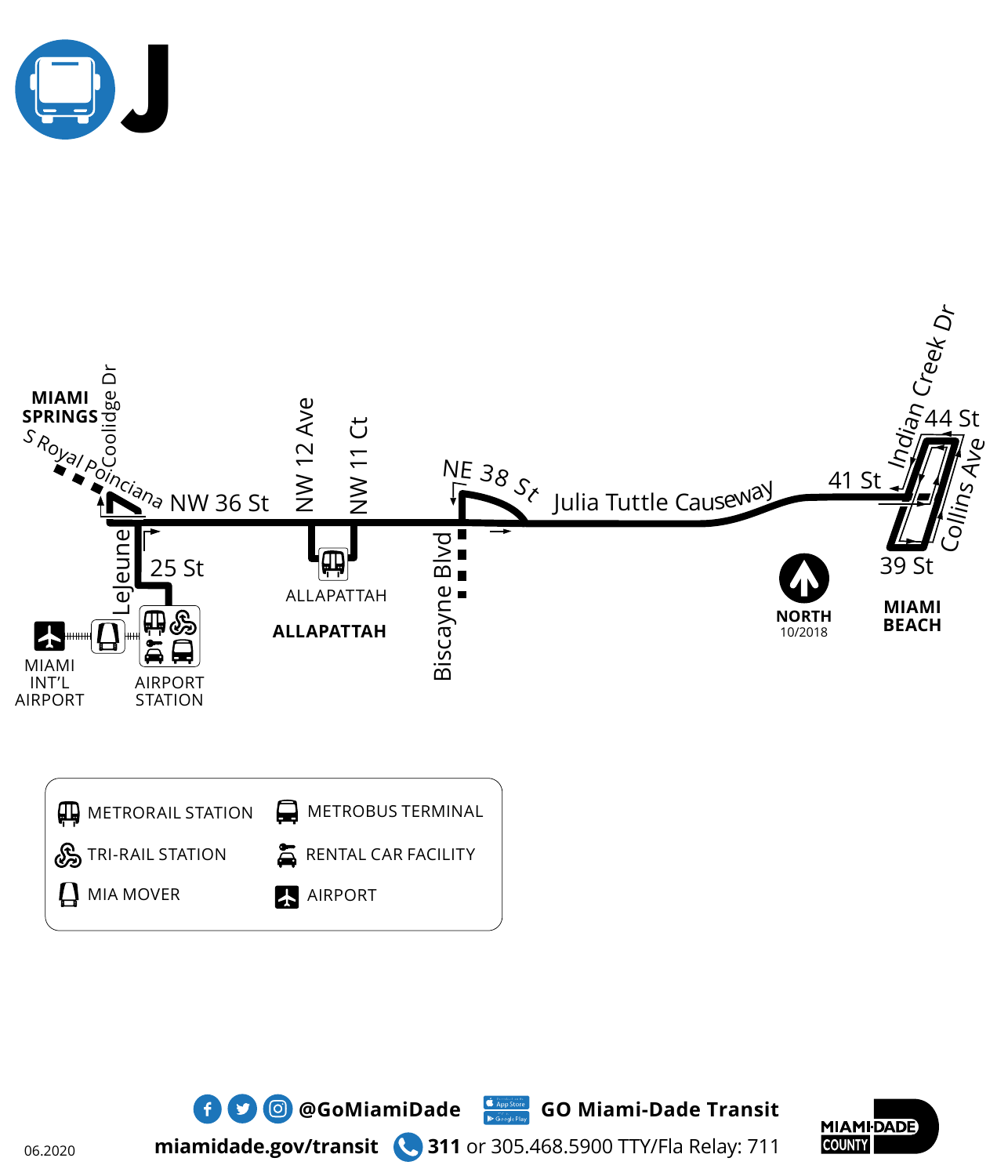# J

MIAMI SPRINGS

S Royal Poinciana

Coolidge Dr

NW 36 St

NW 12 Ave

NW 11 Ct

NE 38 St

Julia Tuttle Causeway

41 St

Indian Creek Dr

44 St

Collins Ave

39 St

LeJeune

25 St

Biscayne Blvd

MIAMI INT'L AIRPORT

AIRPORT STATION

ALLAPATTAH

**ALLAPATTAH**

**NORTH**
10/2018

**MIAMI BEACH**

- METRORAIL STATION
- METROBUS TERMINAL
- TRI-RAIL STATION
- RENTAL CAR FACILITY
- MIA MOVER
- AIRPORT

**@GoMiamiDade** **GO Miami-Dade Transit**

**miamidade.gov/transit** **311** or 305.468.5900 TTY/Fla Relay: 711

06.2020

MIAMI-DADE COUNTY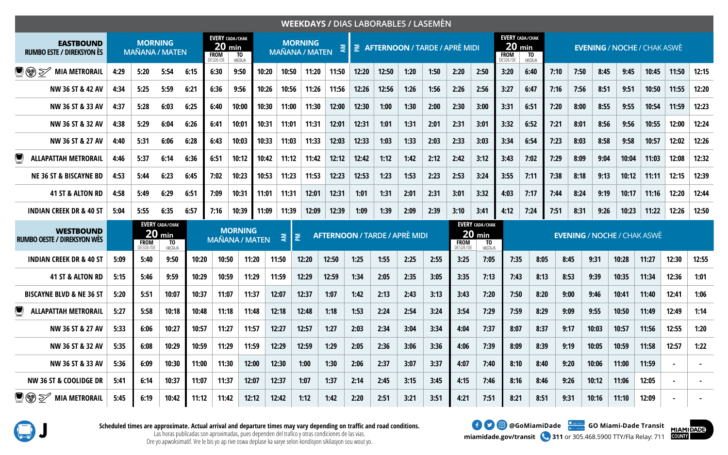# WEEKDAYS / DIAS LABORABLES / LASEMÈN

| EASTBOUND / RUMBO ESTE / DIREKSYON ÈS | MORNING / MAÑANA / MATEN | | | | EVERY / CADA / CHAK 20 min FROM / DESDE/DE | TO / HASTA/A | MORNING / MAÑANA / MATEN | | | AM | PM AFTERNOON / TARDE / APRÈ MIDI | | | | | | EVERY / CADA / CHAK 20 min FROM / DESDE/DE | TO / HASTA/A | EVENING / NOCHE / CHAK ASWÈ | | | | | | |
|---|---|---|---|---|---|---|---|---|---|---|---|---|---|---|---|---|---|---|---|---|---|---|---|---|---|
| MIA METRORAIL | 4:29 | 5:20 | 5:54 | 6:15 | 6:30 | 9:50 | 10:20 | 10:50 | 11:20 | 11:50 | 12:20 | 12:50 | 1:20 | 1:50 | 2:20 | 2:50 | 3:20 | 6:40 | 7:10 | 7:50 | 8:45 | 9:45 | 10:45 | 11:50 | 12:15 |
| NW 36 ST & 42 AV | 4:34 | 5:25 | 5:59 | 6:21 | 6:36 | 9:56 | 10:26 | 10:56 | 11:26 | 11:56 | 12:26 | 12:56 | 1:26 | 1:56 | 2:26 | 2:56 | 3:27 | 6:47 | 7:16 | 7:56 | 8:51 | 9:51 | 10:50 | 11:55 | 12:20 |
| NW 36 ST & 33 AV | 4:37 | 5:28 | 6:03 | 6:25 | 6:40 | 10:00 | 10:30 | 11:00 | 11:30 | 12:00 | 12:30 | 1:00 | 1:30 | 2:00 | 2:30 | 3:00 | 3:31 | 6:51 | 7:20 | 8:00 | 8:55 | 9:55 | 10:54 | 11:59 | 12:23 |
| NW 36 ST & 32 AV | 4:38 | 5:29 | 6:04 | 6:26 | 6:41 | 10:01 | 10:31 | 11:01 | 11:31 | 12:01 | 12:31 | 1:01 | 1:31 | 2:01 | 2:31 | 3:01 | 3:32 | 6:52 | 7:21 | 8:01 | 8:56 | 9:56 | 10:55 | 12:00 | 12:24 |
| NW 36 ST & 27 AV | 4:40 | 5:31 | 6:06 | 6:28 | 6:43 | 10:03 | 10:33 | 11:03 | 11:33 | 12:03 | 12:33 | 1:03 | 1:33 | 2:03 | 2:33 | 3:03 | 3:34 | 6:54 | 7:23 | 8:03 | 8:58 | 9:58 | 10:57 | 12:02 | 12:26 |
| ALLAPATTAH METRORAIL | 4:46 | 5:37 | 6:14 | 6:36 | 6:51 | 10:12 | 10:42 | 11:12 | 11:42 | 12:12 | 12:42 | 1:12 | 1:42 | 2:12 | 2:42 | 3:12 | 3:43 | 7:02 | 7:29 | 8:09 | 9:04 | 10:04 | 11:03 | 12:08 | 12:32 |
| NE 36 ST & BISCAYNE BD | 4:53 | 5:44 | 6:23 | 6:45 | 7:02 | 10:23 | 10:53 | 11:23 | 11:53 | 12:23 | 12:53 | 1:23 | 1:53 | 2:23 | 2:53 | 3:24 | 3:55 | 7:11 | 7:38 | 8:18 | 9:13 | 10:12 | 11:11 | 12:15 | 12:39 |
| 41 ST & ALTON RD | 4:58 | 5:49 | 6:29 | 6:51 | 7:09 | 10:31 | 11:01 | 11:31 | 12:01 | 12:31 | 1:01 | 1:31 | 2:01 | 2:31 | 3:01 | 3:32 | 4:03 | 7:17 | 7:44 | 8:24 | 9:19 | 10:17 | 11:16 | 12:20 | 12:44 |
| INDIAN CREEK DR & 40 ST | 5:04 | 5:55 | 6:35 | 6:57 | 7:16 | 10:39 | 11:09 | 11:39 | 12:09 | 12:39 | 1:09 | 1:39 | 2:09 | 2:39 | 3:10 | 3:41 | 4:12 | 7:24 | 7:51 | 8:31 | 9:26 | 10:23 | 11:22 | 12:26 | 12:50 |

| WESTBOUND / RUMBO OESTE / DIREKSYON WÈS | | EVERY / CADA / CHAK 20 min FROM / DESDE/DE | TO / HASTA/A | MORNING / MAÑANA / MATEN | | | AM | PM AFTERNOON / TARDE / APRÈ MIDI | | | | | | EVERY / CADA / CHAK 20 min FROM / DESDE/DE | TO / HASTA/A | EVENING / NOCHE / CHAK ASWÈ | | | | | | | |
|---|---|---|---|---|---|---|---|---|---|---|---|---|---|---|---|---|---|---|---|---|---|---|---|
| INDIAN CREEK DR & 40 ST | 5:09 | 5:40 | 9:50 | 10:20 | 10:50 | 11:20 | 11:50 | 12:20 | 12:50 | 1:25 | 1:55 | 2:25 | 2:55 | 3:25 | 7:05 | 7:35 | 8:05 | 8:45 | 9:31 | 10:28 | 11:27 | 12:30 | 12:55 |
| 41 ST & ALTON RD | 5:15 | 5:46 | 9:59 | 10:29 | 10:59 | 11:29 | 11:59 | 12:29 | 12:59 | 1:34 | 2:05 | 2:35 | 3:05 | 3:35 | 7:13 | 7:43 | 8:13 | 8:53 | 9:39 | 10:35 | 11:34 | 12:36 | 1:01 |
| BISCAYNE BLVD & NE 36 ST | 5:20 | 5:51 | 10:07 | 10:37 | 11:07 | 11:37 | 12:07 | 12:37 | 1:07 | 1:42 | 2:13 | 2:43 | 3:13 | 3:43 | 7:20 | 7:50 | 8:20 | 9:00 | 9:46 | 10:41 | 11:40 | 12:41 | 1:06 |
| ALLAPATTAH METRORAIL | 5:27 | 5:58 | 10:18 | 10:48 | 11:18 | 11:48 | 12:18 | 12:48 | 1:18 | 1:53 | 2:24 | 2:54 | 3:24 | 3:54 | 7:29 | 7:59 | 8:29 | 9:09 | 9:55 | 10:50 | 11:49 | 12:49 | 1:14 |
| NW 36 ST & 27 AV | 5:33 | 6:06 | 10:27 | 10:57 | 11:27 | 11:57 | 12:27 | 12:57 | 1:27 | 2:03 | 2:34 | 3:04 | 3:34 | 4:04 | 7:37 | 8:07 | 8:37 | 9:17 | 10:03 | 10:57 | 11:56 | 12:55 | 1:20 |
| NW 36 ST & 32 AV | 5:35 | 6:08 | 10:29 | 10:59 | 11:29 | 11:59 | 12:29 | 12:59 | 1:29 | 2:05 | 2:36 | 3:06 | 3:36 | 4:06 | 7:39 | 8:09 | 8:39 | 9:19 | 10:05 | 10:59 | 11:58 | 12:57 | 1:22 |
| NW 36 ST & 33 AV | 5:36 | 6:09 | 10:30 | 11:00 | 11:30 | 12:00 | 12:30 | 1:00 | 1:30 | 2:06 | 2:37 | 3:07 | 3:37 | 4:07 | 7:40 | 8:10 | 8:40 | 9:20 | 10:06 | 11:00 | 11:59 | - | - |
| NW 36 ST & COOLIDGE DR | 5:41 | 6:14 | 10:37 | 11:07 | 11:37 | 12:07 | 12:37 | 1:07 | 1:37 | 2:14 | 2:45 | 3:15 | 3:45 | 4:15 | 7:46 | 8:16 | 8:46 | 9:26 | 10:12 | 11:06 | 12:05 | - | - |
| MIA METRORAIL | 5:45 | 6:19 | 10:42 | 11:12 | 11:42 | 12:12 | 12:42 | 1:12 | 1:42 | 2:20 | 2:51 | 3:21 | 3:51 | 4:21 | 7:51 | 8:21 | 8:51 | 9:31 | 10:16 | 11:10 | 12:09 | - | - |

J

**Scheduled times are approximate. Actual arrival and departure times may vary depending on traffic and road conditions.**
Las horas publicadas son aproximadas, pues dependen del trafico y otras condiciones de las vias.
Ore yo apwoksimatif. Vre le bis yo ap rive oswa deplase ka varye selon kondisyon sikilasyon sou wout yo.

@GoMiamiDade | GO Miami-Dade Transit
miamidade.gov/transit | 311 or 305.468.5900 TTY/Fla Relay: 711

MIAMI-DADE COUNTY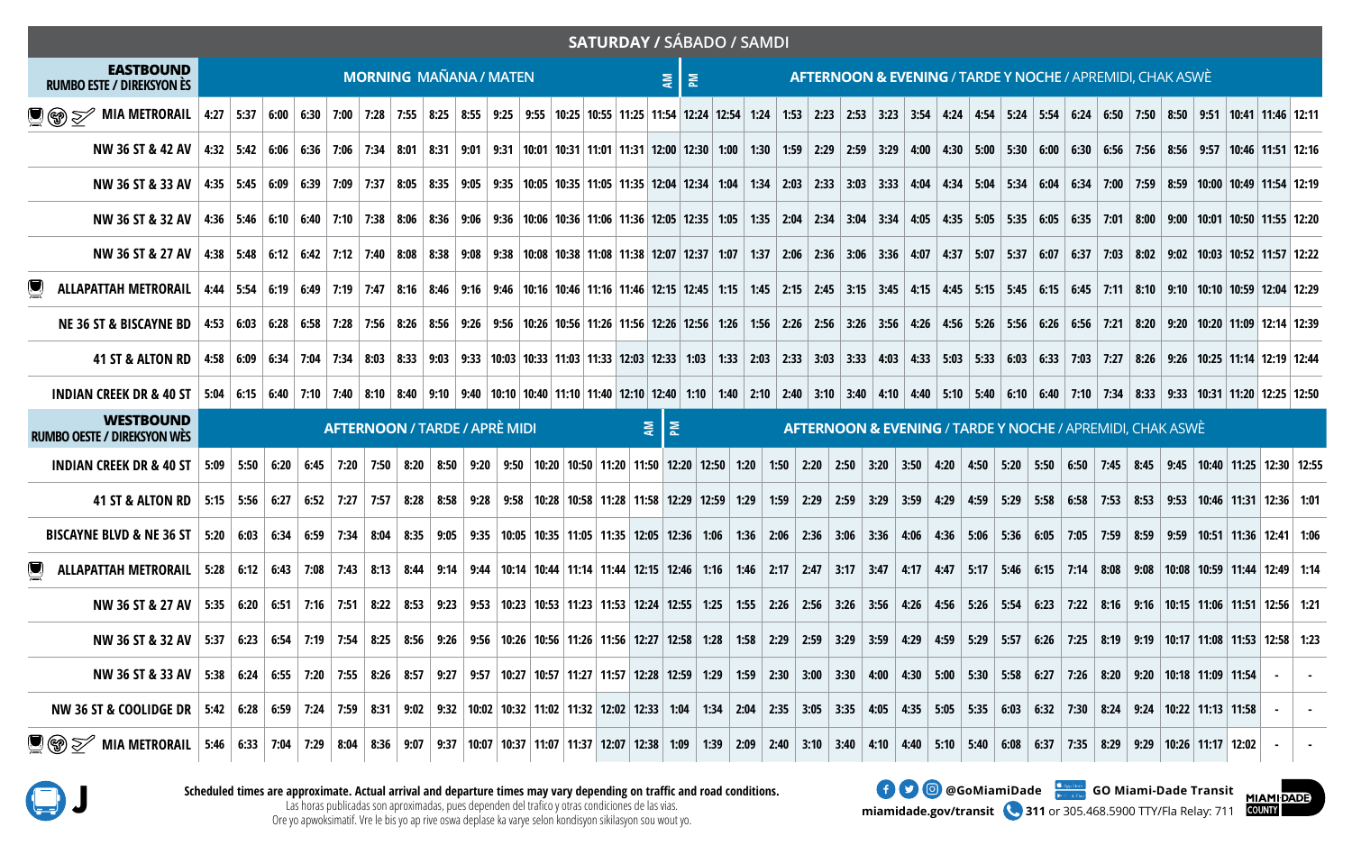## SATURDAY / SÁBADO / SAMDI

### EASTBOUND / RUMBO ESTE / DIREKSYON ÈS

MORNING MAÑANA / MATEN — AM | PM — AFTERNOON & EVENING / TARDE Y NOCHE / APREMIDI, CHAK ASWÈ

| Stop | | | | | | | | | | | | | | | | | | | | | | | | | | | | | | | | | | | | | | | | |
|---|---|---|---|---|---|---|---|---|---|---|---|---|---|---|---|---|---|---|---|---|---|---|---|---|---|---|---|---|---|---|---|---|---|---|---|---|---|---|---|---|
| MIA METRORAIL | 4:27 | 5:37 | 6:00 | 6:30 | 7:00 | 7:28 | 7:55 | 8:25 | 8:55 | 9:25 | 9:55 | 10:25 | 10:55 | 11:25 | 11:54 | 12:24 | 12:54 | 1:24 | 1:53 | 2:23 | 2:53 | 3:23 | 3:54 | 4:24 | 4:54 | 5:24 | 5:54 | 6:24 | 6:50 | 7:50 | 8:50 | 9:51 | 10:41 | 11:46 | 12:11 |
| NW 36 ST & 42 AV | 4:32 | 5:42 | 6:06 | 6:36 | 7:06 | 7:34 | 8:01 | 8:31 | 9:01 | 9:31 | 10:01 | 10:31 | 11:01 | 11:31 | 12:00 | 12:30 | 1:00 | 1:30 | 1:59 | 2:29 | 2:59 | 3:29 | 4:00 | 4:30 | 5:00 | 5:30 | 6:00 | 6:30 | 6:56 | 7:56 | 8:56 | 9:57 | 10:46 | 11:51 | 12:16 |
| NW 36 ST & 33 AV | 4:35 | 5:45 | 6:09 | 6:39 | 7:09 | 7:37 | 8:05 | 8:35 | 9:05 | 9:35 | 10:05 | 10:35 | 11:05 | 11:35 | 12:04 | 12:34 | 1:04 | 1:34 | 2:03 | 2:33 | 3:03 | 3:33 | 4:04 | 4:34 | 5:04 | 5:34 | 6:04 | 6:34 | 7:00 | 7:59 | 8:59 | 10:00 | 10:49 | 11:54 | 12:19 |
| NW 36 ST & 32 AV | 4:36 | 5:46 | 6:10 | 6:40 | 7:10 | 7:38 | 8:06 | 8:36 | 9:06 | 9:36 | 10:06 | 10:36 | 11:06 | 11:36 | 12:05 | 12:35 | 1:05 | 1:35 | 2:04 | 2:34 | 3:04 | 3:34 | 4:05 | 4:35 | 5:05 | 5:35 | 6:05 | 6:35 | 7:01 | 8:00 | 9:00 | 10:01 | 10:50 | 11:55 | 12:20 |
| NW 36 ST & 27 AV | 4:38 | 5:48 | 6:12 | 6:42 | 7:12 | 7:40 | 8:08 | 8:38 | 9:08 | 9:38 | 10:08 | 10:38 | 11:08 | 11:38 | 12:07 | 12:37 | 1:07 | 1:37 | 2:06 | 2:36 | 3:06 | 3:36 | 4:07 | 4:37 | 5:07 | 5:37 | 6:07 | 6:37 | 7:03 | 8:02 | 9:02 | 10:03 | 10:52 | 11:57 | 12:22 |
| ALLAPATTAH METRORAIL | 4:44 | 5:54 | 6:19 | 6:49 | 7:19 | 7:47 | 8:16 | 8:46 | 9:16 | 9:46 | 10:16 | 10:46 | 11:16 | 11:46 | 12:15 | 12:45 | 1:15 | 1:45 | 2:15 | 2:45 | 3:15 | 3:45 | 4:15 | 4:45 | 5:15 | 5:45 | 6:15 | 6:45 | 7:11 | 8:10 | 9:10 | 10:10 | 10:59 | 12:04 | 12:29 |
| NE 36 ST & BISCAYNE BD | 4:53 | 6:03 | 6:28 | 6:58 | 7:28 | 7:56 | 8:26 | 8:56 | 9:26 | 9:56 | 10:26 | 10:56 | 11:26 | 11:56 | 12:26 | 12:56 | 1:26 | 1:56 | 2:26 | 2:56 | 3:26 | 3:56 | 4:26 | 4:56 | 5:26 | 5:56 | 6:26 | 6:56 | 7:21 | 8:20 | 9:20 | 10:20 | 11:09 | 12:14 | 12:39 |
| 41 ST & ALTON RD | 4:58 | 6:09 | 6:34 | 7:04 | 7:34 | 8:03 | 8:33 | 9:03 | 9:33 | 10:03 | 10:33 | 11:03 | 11:33 | 12:03 | 12:33 | 1:03 | 1:33 | 2:03 | 2:33 | 3:03 | 3:33 | 4:03 | 4:33 | 5:03 | 5:33 | 6:03 | 6:33 | 7:03 | 7:27 | 8:26 | 9:26 | 10:25 | 11:14 | 12:19 | 12:44 |
| INDIAN CREEK DR & 40 ST | 5:04 | 6:15 | 6:40 | 7:10 | 7:40 | 8:10 | 8:40 | 9:10 | 9:40 | 10:10 | 10:40 | 11:10 | 11:40 | 12:10 | 12:40 | 1:10 | 1:40 | 2:10 | 2:40 | 3:10 | 3:40 | 4:10 | 4:40 | 5:10 | 5:40 | 6:10 | 6:40 | 7:10 | 7:34 | 8:33 | 9:33 | 10:31 | 11:20 | 12:25 | 12:50 |

### WESTBOUND / RUMBO OESTE / DIREKSYON WÈS

AFTERNOON / TARDE / APRÈ MIDI — AM | PM — AFTERNOON & EVENING / TARDE Y NOCHE / APREMIDI, CHAK ASWÈ

| Stop | | | | | | | | | | | | | | | | | | | | | | | | | | | | | | | | | | | | | |
|---|---|---|---|---|---|---|---|---|---|---|---|---|---|---|---|---|---|---|---|---|---|---|---|---|---|---|---|---|---|---|---|---|---|---|---|---|
| INDIAN CREEK DR & 40 ST | 5:09 | 5:50 | 6:20 | 6:45 | 7:20 | 7:50 | 8:20 | 8:50 | 9:20 | 9:50 | 10:20 | 10:50 | 11:20 | 11:50 | 12:20 | 12:50 | 1:20 | 1:50 | 2:20 | 2:50 | 3:20 | 3:50 | 4:20 | 4:50 | 5:20 | 5:50 | 6:50 | 7:45 | 8:45 | 9:45 | 10:40 | 11:25 | 12:30 | 12:55 |
| 41 ST & ALTON RD | 5:15 | 5:56 | 6:27 | 6:52 | 7:27 | 7:57 | 8:28 | 8:58 | 9:28 | 9:58 | 10:28 | 10:58 | 11:28 | 11:58 | 12:29 | 12:59 | 1:29 | 1:59 | 2:29 | 2:59 | 3:29 | 3:59 | 4:29 | 4:59 | 5:29 | 5:58 | 6:58 | 7:53 | 8:53 | 9:53 | 10:46 | 11:31 | 12:36 | 1:01 |
| BISCAYNE BLVD & NE 36 ST | 5:20 | 6:03 | 6:34 | 6:59 | 7:34 | 8:04 | 8:35 | 9:05 | 9:35 | 10:05 | 10:35 | 11:05 | 11:35 | 12:05 | 12:36 | 1:06 | 1:36 | 2:06 | 2:36 | 3:06 | 3:36 | 4:06 | 4:36 | 5:06 | 5:36 | 6:05 | 7:05 | 7:59 | 8:59 | 9:59 | 10:51 | 11:36 | 12:41 | 1:06 |
| ALLAPATTAH METRORAIL | 5:28 | 6:12 | 6:43 | 7:08 | 7:43 | 8:13 | 8:44 | 9:14 | 9:44 | 10:14 | 10:44 | 11:14 | 11:44 | 12:15 | 12:46 | 1:16 | 1:46 | 2:17 | 2:47 | 3:17 | 3:47 | 4:17 | 4:47 | 5:17 | 5:46 | 6:15 | 7:14 | 8:08 | 9:08 | 10:08 | 10:59 | 11:44 | 12:49 | 1:14 |
| NW 36 ST & 27 AV | 5:35 | 6:20 | 6:51 | 7:16 | 7:51 | 8:22 | 8:53 | 9:23 | 9:53 | 10:23 | 10:53 | 11:23 | 11:53 | 12:24 | 12:55 | 1:25 | 1:55 | 2:26 | 2:56 | 3:26 | 3:56 | 4:26 | 4:56 | 5:26 | 5:54 | 6:23 | 7:22 | 8:16 | 9:16 | 10:15 | 11:06 | 11:51 | 12:56 | 1:21 |
| NW 36 ST & 32 AV | 5:37 | 6:23 | 6:54 | 7:19 | 7:54 | 8:25 | 8:56 | 9:26 | 9:56 | 10:26 | 10:56 | 11:26 | 11:56 | 12:27 | 12:58 | 1:28 | 1:58 | 2:29 | 2:59 | 3:29 | 3:59 | 4:29 | 4:59 | 5:29 | 5:57 | 6:26 | 7:25 | 8:19 | 9:19 | 10:17 | 11:08 | 11:53 | 12:58 | 1:23 |
| NW 36 ST & 33 AV | 5:38 | 6:24 | 6:55 | 7:20 | 7:55 | 8:26 | 8:57 | 9:27 | 9:57 | 10:27 | 10:57 | 11:27 | 11:57 | 12:28 | 12:59 | 1:29 | 1:59 | 2:30 | 3:00 | 3:30 | 4:00 | 4:30 | 5:00 | 5:30 | 5:58 | 6:27 | 7:26 | 8:20 | 9:20 | 10:18 | 11:09 | 11:54 | - | - |
| NW 36 ST & COOLIDGE DR | 5:42 | 6:28 | 6:59 | 7:24 | 7:59 | 8:31 | 9:02 | 9:32 | 10:02 | 10:32 | 11:02 | 11:32 | 12:02 | 12:33 | 1:04 | 1:34 | 2:04 | 2:35 | 3:05 | 3:35 | 4:05 | 4:35 | 5:05 | 5:35 | 6:03 | 6:32 | 7:30 | 8:24 | 9:24 | 10:22 | 11:13 | 11:58 | - | - |
| MIA METRORAIL | 5:46 | 6:33 | 7:04 | 7:29 | 8:04 | 8:36 | 9:07 | 9:37 | 10:07 | 10:37 | 11:07 | 11:37 | 12:07 | 12:38 | 1:09 | 1:39 | 2:09 | 2:40 | 3:10 | 3:40 | 4:10 | 4:40 | 5:10 | 5:40 | 6:08 | 6:37 | 7:35 | 8:29 | 9:29 | 10:26 | 11:17 | 12:02 | - | - |

J

**Scheduled times are approximate. Actual arrival and departure times may vary depending on traffic and road conditions.**
Las horas publicadas son aproximadas, pues dependen del trafico y otras condiciones de las vías.
Ore yo apwoksimatif. Vre le bis yo ap rive oswa deplase ka varye selon kondisyon sikilasyon ou wout yo.

@GoMiamiDade — GO Miami-Dade Transit
miamidade.gov/transit — 311 or 305.468.5900 TTY/Fla Relay: 711

MIAMI-DADE COUNTY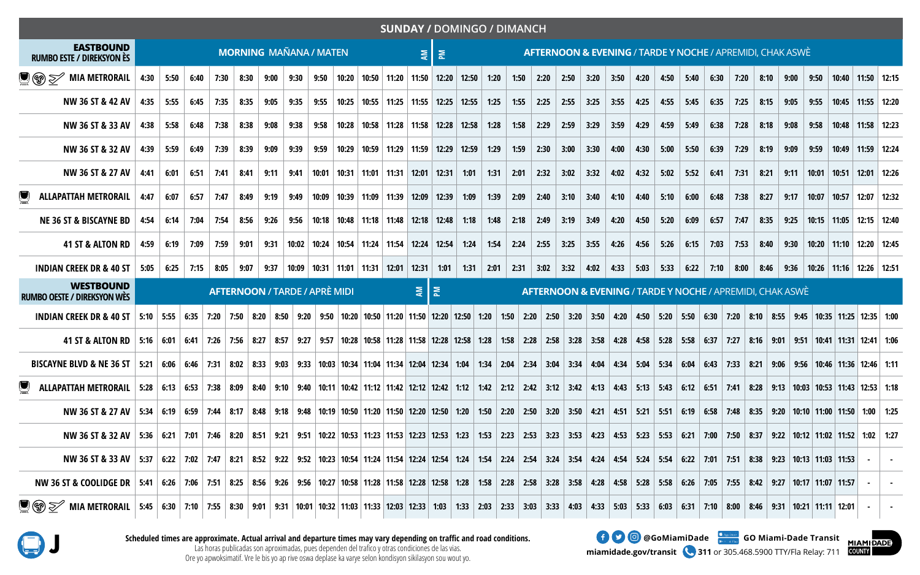## SUNDAY / DOMINGO / DIMANCH

### EASTBOUND / RUMBO ESTE / DIREKSYON ÈS

| EASTBOUND | MORNING MAÑANA / MATEN | | | | | | | | | | | AM | PM | AFTERNOON & EVENING / TARDE Y NOCHE / APREMIDI, CHAK ASWÈ | | | | | | | | | | | | | | | | | | | |
|---|---|---|---|---|---|---|---|---|---|---|---|---|---|---|---|---|---|---|---|---|---|---|---|---|---|---|---|---|---|---|---|---|---|
| MIA METRORAIL | 4:30 | 5:50 | 6:40 | 7:30 | 8:30 | 9:00 | 9:30 | 9:50 | 10:20 | 10:50 | 11:20 | 11:50 | 12:20 | 12:50 | 1:20 | 1:50 | 2:20 | 2:50 | 3:20 | 3:50 | 4:20 | 4:50 | 5:40 | 6:30 | 7:20 | 8:10 | 9:00 | 9:50 | 10:40 | 11:50 | 12:15 |
| NW 36 ST & 42 AV | 4:35 | 5:55 | 6:45 | 7:35 | 8:35 | 9:05 | 9:35 | 9:55 | 10:25 | 10:55 | 11:25 | 11:55 | 12:25 | 12:55 | 1:25 | 1:55 | 2:25 | 2:55 | 3:25 | 3:55 | 4:25 | 4:55 | 5:45 | 6:35 | 7:25 | 8:15 | 9:05 | 9:55 | 10:45 | 11:55 | 12:20 |
| NW 36 ST & 33 AV | 4:38 | 5:58 | 6:48 | 7:38 | 8:38 | 9:08 | 9:38 | 9:58 | 10:28 | 10:58 | 11:28 | 11:58 | 12:28 | 12:58 | 1:28 | 1:58 | 2:29 | 2:59 | 3:29 | 3:59 | 4:29 | 4:59 | 5:49 | 6:38 | 7:28 | 8:18 | 9:08 | 9:58 | 10:48 | 11:58 | 12:23 |
| NW 36 ST & 32 AV | 4:39 | 5:59 | 6:49 | 7:39 | 8:39 | 9:09 | 9:39 | 9:59 | 10:29 | 10:59 | 11:29 | 11:59 | 12:29 | 12:59 | 1:29 | 1:59 | 2:30 | 3:00 | 3:30 | 4:00 | 4:30 | 5:00 | 5:50 | 6:39 | 7:29 | 8:19 | 9:09 | 9:59 | 10:49 | 11:59 | 12:24 |
| NW 36 ST & 27 AV | 4:41 | 6:01 | 6:51 | 7:41 | 8:41 | 9:11 | 9:41 | 10:01 | 10:31 | 11:01 | 11:31 | 12:01 | 12:31 | 1:01 | 1:31 | 2:01 | 2:32 | 3:02 | 3:32 | 4:02 | 4:32 | 5:02 | 5:52 | 6:41 | 7:31 | 8:21 | 9:11 | 10:01 | 10:51 | 12:01 | 12:26 |
| ALLAPATTAH METRORAIL | 4:47 | 6:07 | 6:57 | 7:47 | 8:49 | 9:19 | 9:49 | 10:09 | 10:39 | 11:09 | 11:39 | 12:09 | 12:39 | 1:09 | 1:39 | 2:09 | 2:40 | 3:10 | 3:40 | 4:10 | 4:40 | 5:10 | 6:00 | 6:48 | 7:38 | 8:27 | 9:17 | 10:07 | 10:57 | 12:07 | 12:32 |
| NE 36 ST & BISCAYNE BD | 4:54 | 6:14 | 7:04 | 7:54 | 8:56 | 9:26 | 9:56 | 10:18 | 10:48 | 11:18 | 11:48 | 12:18 | 12:48 | 1:18 | 1:48 | 2:18 | 2:49 | 3:19 | 3:49 | 4:20 | 4:50 | 5:20 | 6:09 | 6:57 | 7:47 | 8:35 | 9:25 | 10:15 | 11:05 | 12:15 | 12:40 |
| 41 ST & ALTON RD | 4:59 | 6:19 | 7:09 | 7:59 | 9:01 | 9:31 | 10:02 | 10:24 | 10:54 | 11:24 | 11:54 | 12:24 | 12:54 | 1:24 | 1:54 | 2:24 | 2:55 | 3:25 | 3:55 | 4:26 | 4:56 | 5:26 | 6:15 | 7:03 | 7:53 | 8:40 | 9:30 | 10:20 | 11:10 | 12:20 | 12:45 |
| INDIAN CREEK DR & 40 ST | 5:05 | 6:25 | 7:15 | 8:05 | 9:07 | 9:37 | 10:09 | 10:31 | 11:01 | 11:31 | 12:01 | 12:31 | 1:01 | 1:31 | 2:01 | 2:31 | 3:02 | 3:32 | 4:02 | 4:33 | 5:03 | 5:33 | 6:22 | 7:10 | 8:00 | 8:46 | 9:36 | 10:26 | 11:16 | 12:26 | 12:51 |

### WESTBOUND / RUMBO OESTE / DIREKSYON WÈS

| WESTBOUND | AFTERNOON / TARDE / APRÈ MIDI | | | | | | | | | | | | | AM | PM | AFTERNOON & EVENING / TARDE Y NOCHE / APREMIDI, CHAK ASWÈ | | | | | | | | | | | | | | | | | |
|---|---|---|---|---|---|---|---|---|---|---|---|---|---|---|---|---|---|---|---|---|---|---|---|---|---|---|---|---|---|---|---|---|---|
| INDIAN CREEK DR & 40 ST | 5:10 | 5:55 | 6:35 | 7:20 | 7:50 | 8:20 | 8:50 | 9:20 | 9:50 | 10:20 | 10:50 | 11:20 | 11:50 | 12:20 | 12:50 | 1:20 | 1:50 | 2:20 | 2:50 | 3:20 | 3:50 | 4:20 | 4:50 | 5:20 | 5:50 | 6:30 | 7:20 | 8:10 | 8:55 | 9:45 | 10:35 | 11:25 | 12:35 | 1:00 |
| 41 ST & ALTON RD | 5:16 | 6:01 | 6:41 | 7:26 | 7:56 | 8:27 | 8:57 | 9:27 | 9:57 | 10:28 | 10:58 | 11:28 | 11:58 | 12:28 | 12:58 | 1:28 | 1:58 | 2:28 | 2:58 | 3:28 | 3:58 | 4:28 | 4:58 | 5:28 | 5:58 | 6:37 | 7:27 | 8:16 | 9:01 | 9:51 | 10:41 | 11:31 | 12:41 | 1:06 |
| BISCAYNE BLVD & NE 36 ST | 5:21 | 6:06 | 6:46 | 7:31 | 8:02 | 8:33 | 9:03 | 9:33 | 10:03 | 10:34 | 11:04 | 11:34 | 12:04 | 12:34 | 1:04 | 1:34 | 2:04 | 2:34 | 3:04 | 3:34 | 4:04 | 4:34 | 5:04 | 5:34 | 6:04 | 6:43 | 7:33 | 8:21 | 9:06 | 9:56 | 10:46 | 11:36 | 12:46 | 1:11 |
| ALLAPATTAH METRORAIL | 5:28 | 6:13 | 6:53 | 7:38 | 8:09 | 8:40 | 9:10 | 9:40 | 10:11 | 10:42 | 11:12 | 11:42 | 12:12 | 12:42 | 1:12 | 1:42 | 2:12 | 2:42 | 3:12 | 3:42 | 4:13 | 4:43 | 5:13 | 5:43 | 6:12 | 6:51 | 7:41 | 8:28 | 9:13 | 10:03 | 10:53 | 11:43 | 12:53 | 1:18 |
| NW 36 ST & 27 AV | 5:34 | 6:19 | 6:59 | 7:44 | 8:17 | 8:48 | 9:18 | 9:48 | 10:19 | 10:50 | 11:20 | 11:50 | 12:20 | 12:50 | 1:20 | 1:50 | 2:20 | 2:50 | 3:20 | 3:50 | 4:21 | 4:51 | 5:21 | 5:51 | 6:19 | 6:58 | 7:48 | 8:35 | 9:20 | 10:10 | 11:00 | 11:50 | 1:00 | 1:25 |
| NW 36 ST & 32 AV | 5:36 | 6:21 | 7:01 | 7:46 | 8:20 | 8:51 | 9:21 | 9:51 | 10:22 | 10:53 | 11:23 | 11:53 | 12:23 | 12:53 | 1:23 | 1:53 | 2:23 | 2:53 | 3:23 | 3:53 | 4:23 | 4:53 | 5:23 | 5:53 | 6:21 | 7:00 | 7:50 | 8:37 | 9:22 | 10:12 | 11:02 | 11:52 | 1:02 | 1:27 |
| NW 36 ST & 33 AV | 5:37 | 6:22 | 7:02 | 7:47 | 8:21 | 8:52 | 9:22 | 9:52 | 10:23 | 10:54 | 11:24 | 11:54 | 12:24 | 12:54 | 1:24 | 1:54 | 2:24 | 2:54 | 3:24 | 3:54 | 4:24 | 4:54 | 5:24 | 5:54 | 6:22 | 7:01 | 7:51 | 8:38 | 9:23 | 10:13 | 11:03 | 11:53 | - | - |
| NW 36 ST & COOLIDGE DR | 5:41 | 6:26 | 7:06 | 7:51 | 8:25 | 8:56 | 9:26 | 9:56 | 10:27 | 10:58 | 11:28 | 11:58 | 12:28 | 12:58 | 1:28 | 1:58 | 2:28 | 2:58 | 3:28 | 3:58 | 4:28 | 4:58 | 5:28 | 5:58 | 6:26 | 7:05 | 7:55 | 8:42 | 9:27 | 10:17 | 11:07 | 11:57 | - | - |
| MIA METRORAIL | 5:45 | 6:30 | 7:10 | 7:55 | 8:30 | 9:01 | 9:31 | 10:01 | 10:32 | 11:03 | 11:33 | 12:03 | 12:33 | 1:03 | 1:33 | 2:03 | 2:33 | 3:03 | 3:33 | 4:03 | 4:33 | 5:03 | 5:33 | 6:03 | 6:31 | 7:10 | 8:00 | 8:46 | 9:31 | 10:21 | 11:11 | 12:01 | - | - |

J

**Scheduled times are approximate. Actual arrival and departure times may vary depending on traffic and road conditions.**
Las horas publicadas son aproximadas, pues dependen del trafico y otras condiciones de las vías.
Ore yo apwoksimatif. Vre le bis yo ap rive oswa deplase ka varye selon kondisyon sikilasyon sou wout yo.

@GoMiamiDade GO Miami-Dade Transit
miamidade.gov/transit 311 or 305.468.5900 TTY/Fla Relay: 711

MIAMI-DADE COUNTY